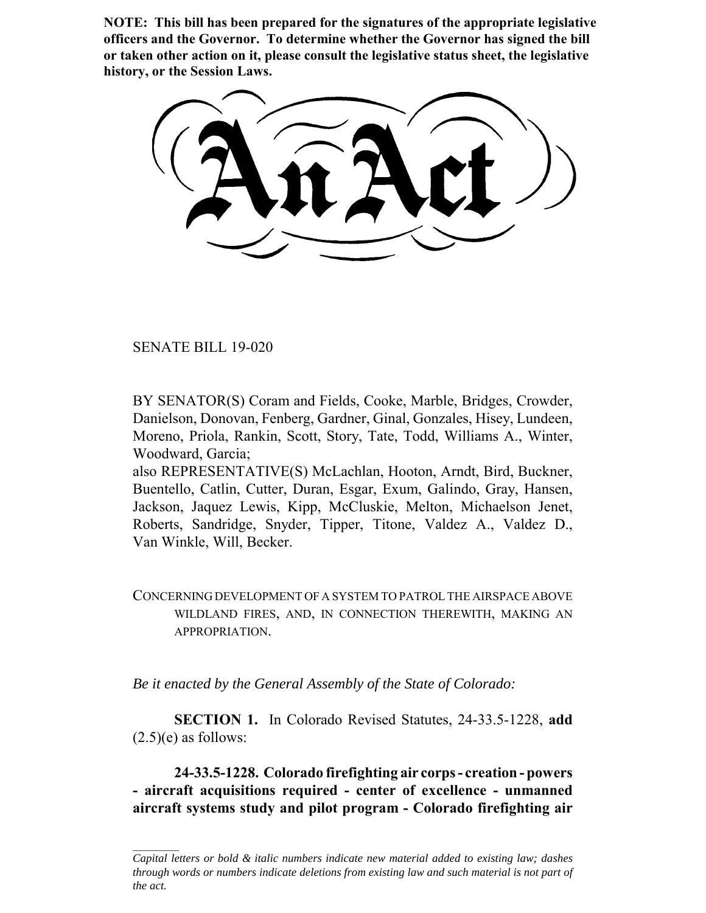**NOTE: This bill has been prepared for the signatures of the appropriate legislative officers and the Governor. To determine whether the Governor has signed the bill or taken other action on it, please consult the legislative status sheet, the legislative history, or the Session Laws.**

# An Act

SENATE BILL 19-020

BY SENATOR(S) Coram and Fields, Cooke, Marble, Bridges, Crowder, Danielson, Donovan, Fenberg, Gardner, Ginal, Gonzales, Hisey, Lundeen, Moreno, Priola, Rankin, Scott, Story, Tate, Todd, Williams A., Winter, Woodward, Garcia;
also REPRESENTATIVE(S) McLachlan, Hooton, Arndt, Bird, Buckner, Buentello, Catlin, Cutter, Duran, Esgar, Exum, Galindo, Gray, Hansen, Jackson, Jaquez Lewis, Kipp, McCluskie, Melton, Michaelson Jenet, Roberts, Sandridge, Snyder, Tipper, Titone, Valdez A., Valdez D., Van Winkle, Will, Becker.

CONCERNING DEVELOPMENT OF A SYSTEM TO PATROL THE AIRSPACE ABOVE WILDLAND FIRES, AND, IN CONNECTION THEREWITH, MAKING AN APPROPRIATION.

*Be it enacted by the General Assembly of the State of Colorado:*

**SECTION 1.** In Colorado Revised Statutes, 24-33.5-1228, **add** (2.5)(e) as follows:

**24-33.5-1228. Colorado firefighting air corps - creation - powers - aircraft acquisitions required - center of excellence - unmanned aircraft systems study and pilot program - Colorado firefighting air**

*Capital letters or bold & italic numbers indicate new material added to existing law; dashes through words or numbers indicate deletions from existing law and such material is not part of the act.*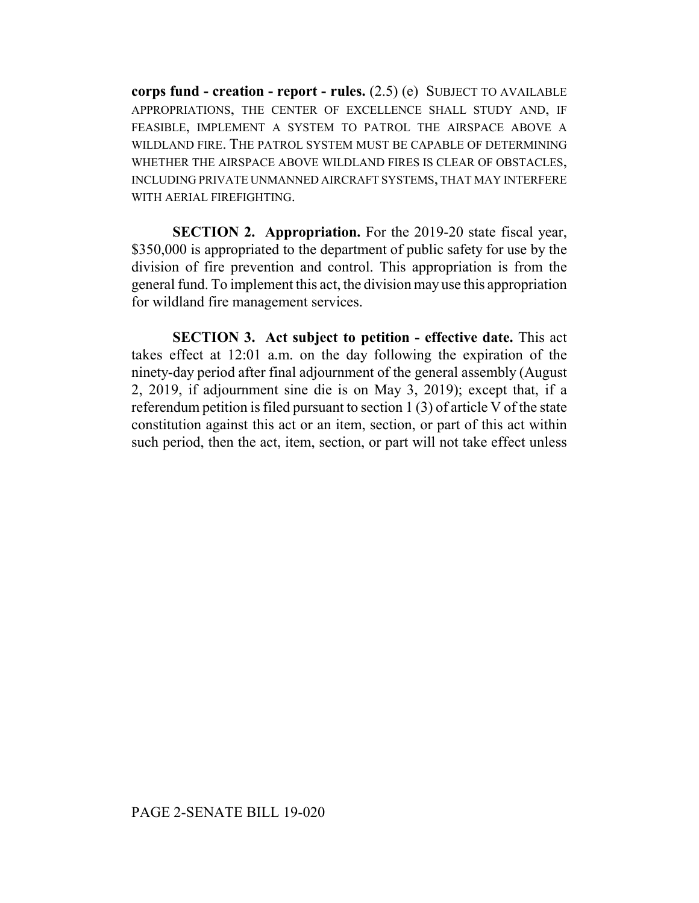**corps fund - creation - report - rules.** (2.5) (e) SUBJECT TO AVAILABLE APPROPRIATIONS, THE CENTER OF EXCELLENCE SHALL STUDY AND, IF FEASIBLE, IMPLEMENT A SYSTEM TO PATROL THE AIRSPACE ABOVE A WILDLAND FIRE. THE PATROL SYSTEM MUST BE CAPABLE OF DETERMINING WHETHER THE AIRSPACE ABOVE WILDLAND FIRES IS CLEAR OF OBSTACLES, INCLUDING PRIVATE UNMANNED AIRCRAFT SYSTEMS, THAT MAY INTERFERE WITH AERIAL FIREFIGHTING.

**SECTION 2. Appropriation.** For the 2019-20 state fiscal year, $350,000 is appropriated to the department of public safety for use by the division of fire prevention and control. This appropriation is from the general fund. To implement this act, the division may use this appropriation for wildland fire management services.

**SECTION 3. Act subject to petition - effective date.** This act takes effect at 12:01 a.m. on the day following the expiration of the ninety-day period after final adjournment of the general assembly (August 2, 2019, if adjournment sine die is on May 3, 2019); except that, if a referendum petition is filed pursuant to section 1 (3) of article V of the state constitution against this act or an item, section, or part of this act within such period, then the act, item, section, or part will not take effect unless

PAGE 2-SENATE BILL 19-020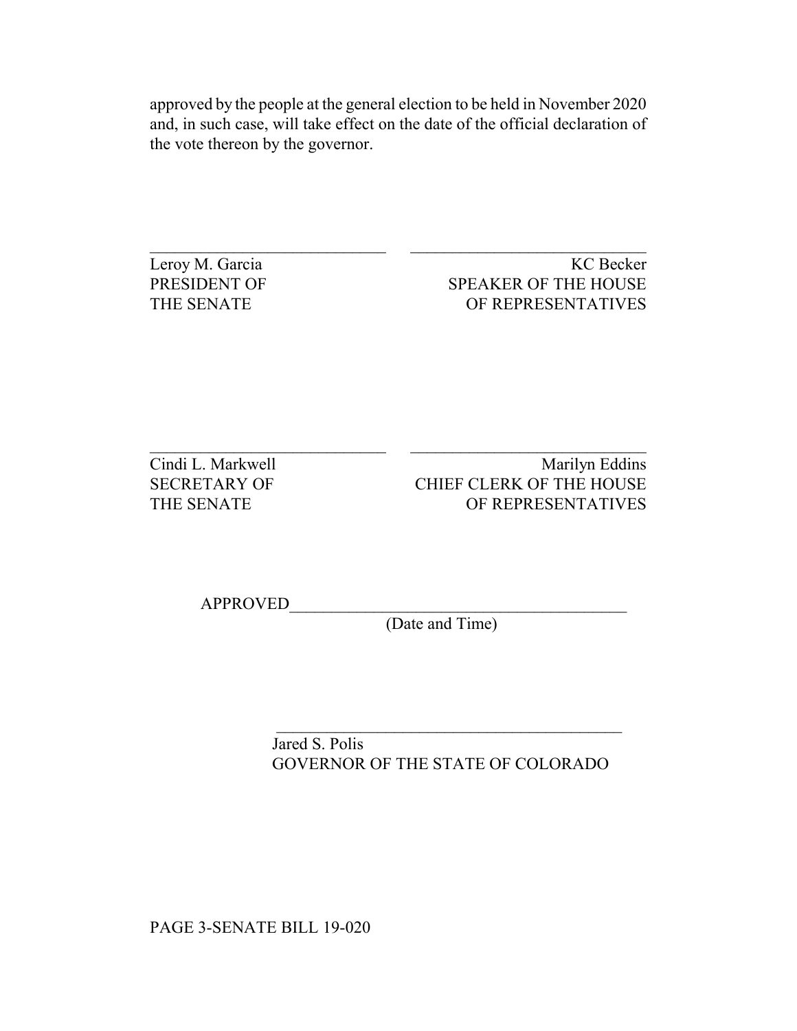approved by the people at the general election to be held in November 2020 and, in such case, will take effect on the date of the official declaration of the vote thereon by the governor.

| | |
|---|---|
| ____________________________ | ____________________________ |
| Leroy M. Garcia | KC Becker |
| PRESIDENT OF THE SENATE | SPEAKER OF THE HOUSE OF REPRESENTATIVES |

| | |
|---|---|
| ____________________________ | ____________________________ |
| Cindi L. Markwell | Marilyn Eddins |
| SECRETARY OF THE SENATE | CHIEF CLERK OF THE HOUSE OF REPRESENTATIVES |

APPROVED________________________________________
(Date and Time)

_________________________________________
Jared S. Polis
GOVERNOR OF THE STATE OF COLORADO

PAGE 3-SENATE BILL 19-020